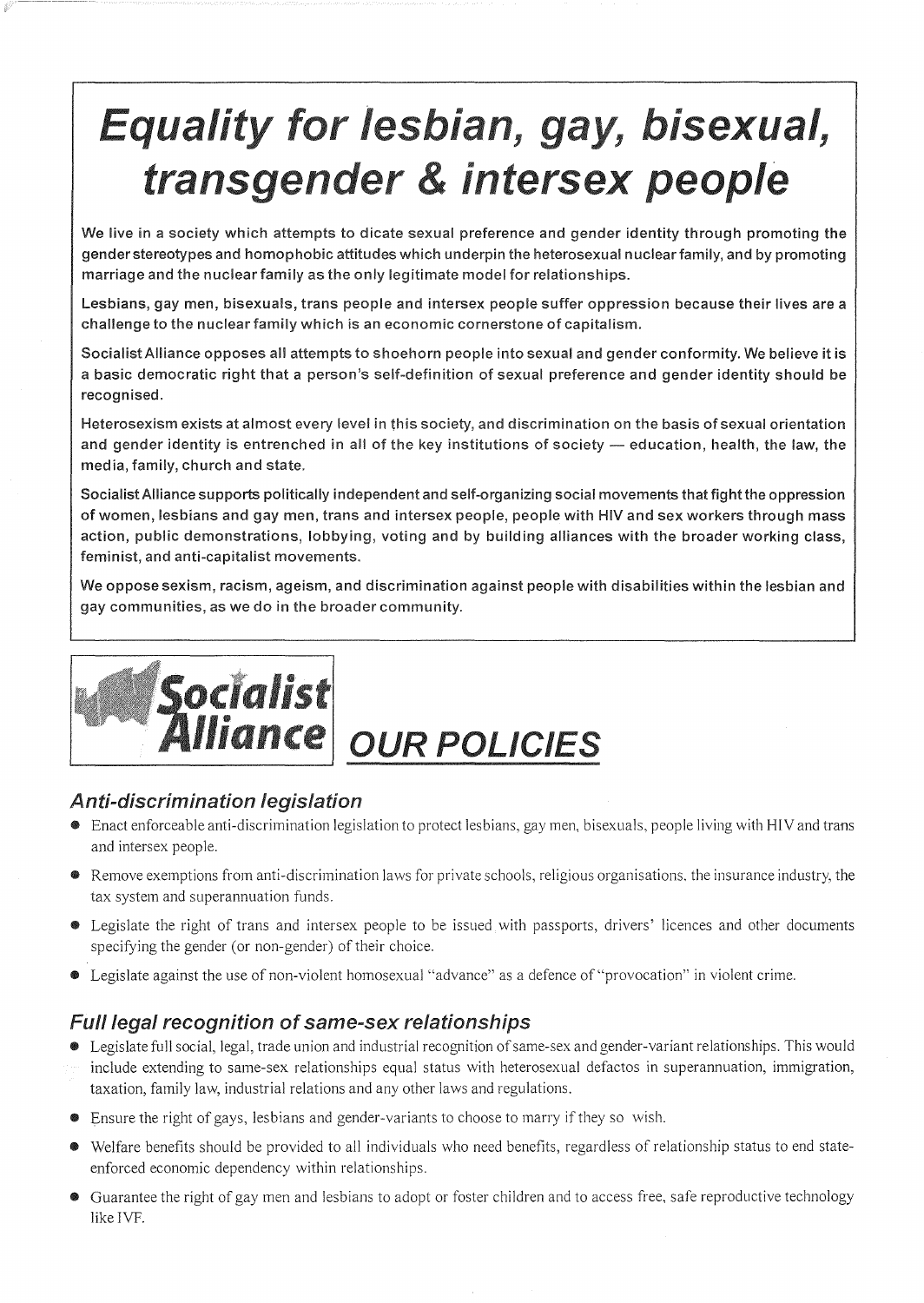# Equality for lesbian, gay, bisexual, transgender & intersex people

**We live in a society which attempts to dicate sexual preference and gender identity through promoting the gender stereotypes and homophobic attitudes which underpin the heterosexual nuclear family, and by promoting marriage and the nuclear family as the only legitimate model for relationships.**

**Lesbians, gay men, bisexuals, trans people and intersex people suffer oppression because their lives are a challenge to the nuclear family which is an economic cornerstone of capitalism.**

**Socialist Alliance opposes all attempts to shoehorn people into sexual and gender conformity. We believe it is a basic democratic right that a person's self-definition of sexual preference and gender identity should be recognised.**

**Heterosexism exists at almost every level in this society, and discrimination on the basis of sexual orientation and gender identity is entrenched in all of the key institutions of society — education, health, the law, the media, family, church and state.**

**Socialist Alliance supports politically independent and self-organizing social movements that fight the oppression of women, lesbians and gay men, trans and intersex people, people with HIV and sex workers through mass action, public demonstrations, lobbying, voting and by building alliances with the broader working class, feminist, and anti-capitalist movements.**

**We oppose sexism, racism, ageism, and discrimination against people with disabilities within the lesbian and gay communities, as we do in the broader community.**

**Socialist Alliance**

## OUR POLICIES

### Anti-discrimination legislation

- Enact enforceable anti-discrimination legislation to protect lesbians, gay men, bisexuals, people living with HIV and trans and intersex people.
- Remove exemptions from anti-discrimination laws for private schools, religious organisations, the insurance industry, the tax system and superannuation funds.
- Legislate the right of trans and intersex people to be issued with passports, drivers' licences and other documents specifying the gender (or non-gender) of their choice.
- Legislate against the use of non-violent homosexual "advance" as a defence of "provocation" in violent crime.

### Full legal recognition of same-sex relationships

- Legislate full social, legal, trade union and industrial recognition of same-sex and gender-variant relationships. This would include extending to same-sex relationships equal status with heterosexual defactos in superannuation, immigration, taxation, family law, industrial relations and any other laws and regulations.
- Ensure the right of gays, lesbians and gender-variants to choose to marry if they so wish.
- Welfare benefits should be provided to all individuals who need benefits, regardless of relationship status to end state-enforced economic dependency within relationships.
- Guarantee the right of gay men and lesbians to adopt or foster children and to access free, safe reproductive technology like IVF.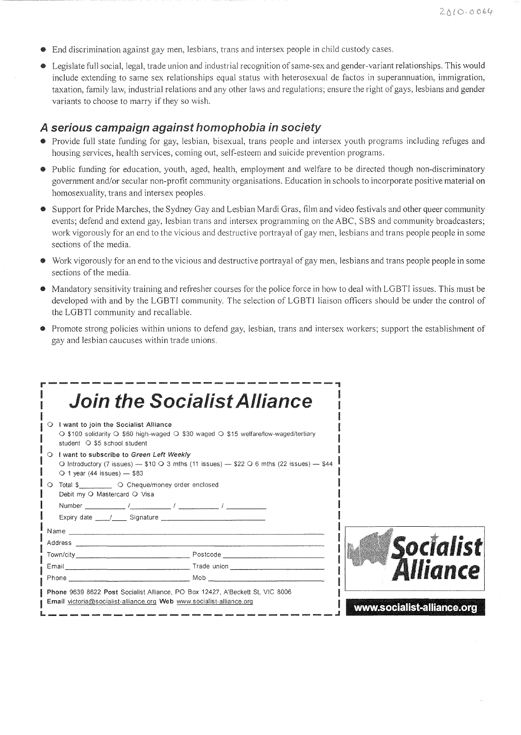- End discrimination against gay men, lesbians, trans and intersex people in child custody cases.
- Legislate full social, legal, trade union and industrial recognition of same-sex and gender-variant relationships. This would include extending to same sex relationships equal status with heterosexual de factos in superannuation, immigration, taxation, family law, industrial relations and any other laws and regulations; ensure the right of gays, lesbians and gender variants to choose to marry if they so wish.

## *A serious campaign against homophobia in society*

- Provide full state funding for gay, lesbian, bisexual, trans people and intersex youth programs including refuges and housing services, health services, coming out, self-esteem and suicide prevention programs.
- Public funding for education, youth, aged, health, employment and welfare to be directed though non-discriminatory government and/or secular non-profit community organisations. Education in schools to incorporate positive material on homosexuality, trans and intersex peoples.
- Support for Pride Marches, the Sydney Gay and Lesbian Mardi Gras, film and video festivals and other queer community events; defend and extend gay, lesbian trans and intersex programming on the ABC, SBS and community broadcasters; work vigorously for an end to the vicious and destructive portrayal of gay men, lesbians and trans people people in some sections of the media.
- Work vigorously for an end to the vicious and destructive portrayal of gay men, lesbians and trans people people in some sections of the media.
- Mandatory sensitivity training and refresher courses for the police force in how to deal with LGBTI issues. This must be developed with and by the LGBTI community. The selection of LGBTI liaison officers should be under the control of the LGBTI community and recallable.
- Promote strong policies within unions to defend gay, lesbian, trans and intersex workers; support the establishment of gay and lesbian caucuses within trade unions.

## *Join the Socialist Alliance*

○ **I want to join the Socialist Alliance**
○ $100 solidarity ○ $60 high-waged ○ $30 waged ○ $15 welfare/low-waged/tertiary student ○ $5 school student

○ **I want to subscribe to *Green Left Weekly***
○ Introductory (7 issues) — $10 ○ 3 mths (11 issues) — $22 ○ 6 mths (22 issues) — $44 ○ 1 year (44 issues) — $83

○ Total $________ ○ Cheque/money order enclosed
Debit my ○ Mastercard ○ Visa

Number ________ / ________ / ________ / ________

Expiry date ____/____ Signature ________________

Name ________________

Address ________________

Town/city ________________ Postcode ________________

Email ________________ Trade union ________________

Phone ________________ Mob ________________

**Phone** 9639 8622 **Post** Socialist Alliance, PO Box 12427, A'Beckett St, VIC 8006
**Email** victoria@socialist-alliance.org **Web** www.socialist-alliance.org

Socialist Alliance

www.socialist-alliance.org